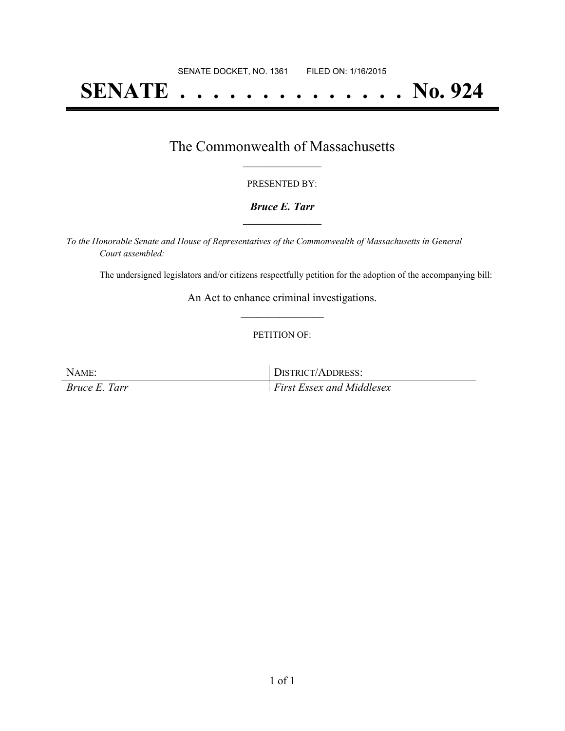SENATE DOCKET, NO. 1361        FILED ON: 1/16/2015

# SENATE . . . . . . . . . . . . . . No. 924

## The Commonwealth of Massachusetts

PRESENTED BY:

***Bruce E. Tarr***

*To the Honorable Senate and House of Representatives of the Commonwealth of Massachusetts in General Court assembled:*

The undersigned legislators and/or citizens respectfully petition for the adoption of the accompanying bill:

An Act to enhance criminal investigations.

PETITION OF:

| NAME: | DISTRICT/ADDRESS: |
| --- | --- |
| *Bruce E. Tarr* | *First Essex and Middlesex* |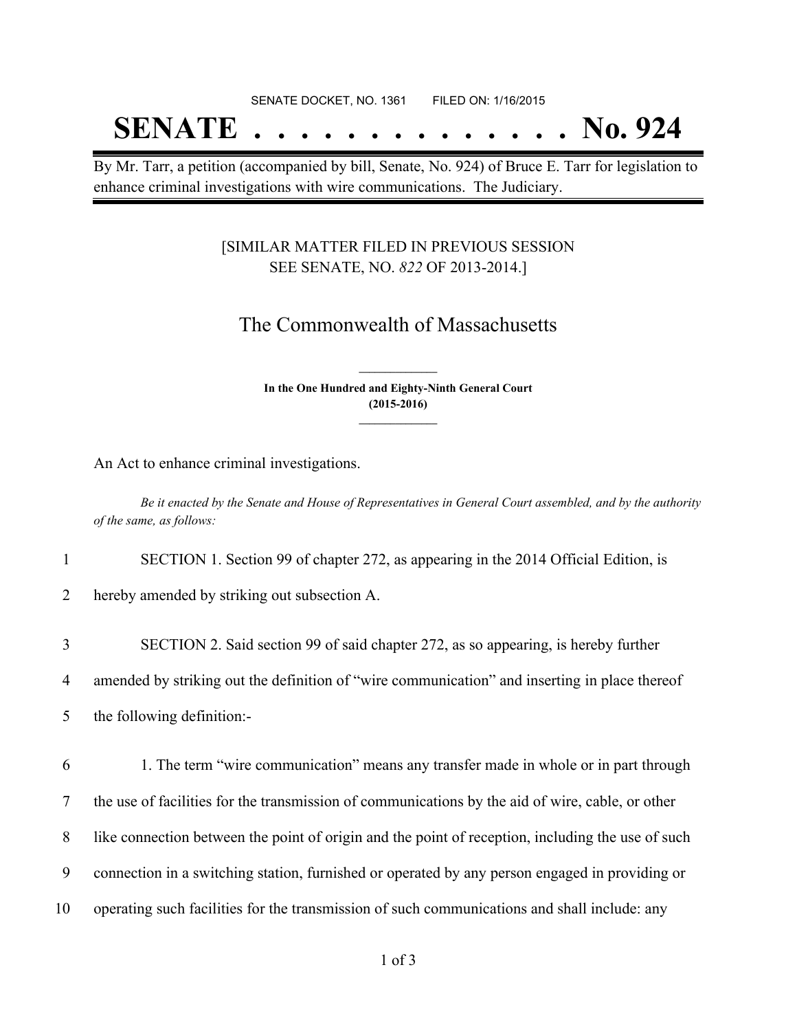SENATE DOCKET, NO. 1361 FILED ON: 1/16/2015

# SENATE . . . . . . . . . . . . . . No. 924

By Mr. Tarr, a petition (accompanied by bill, Senate, No. 924) of Bruce E. Tarr for legislation to enhance criminal investigations with wire communications. The Judiciary.

[SIMILAR MATTER FILED IN PREVIOUS SESSION SEE SENATE, NO. *822* OF 2013-2014.]

## The Commonwealth of Massachusetts

**In the One Hundred and Eighty-Ninth General Court (2015-2016)**

An Act to enhance criminal investigations.

*Be it enacted by the Senate and House of Representatives in General Court assembled, and by the authority of the same, as follows:*

1 SECTION 1. Section 99 of chapter 272, as appearing in the 2014 Official Edition, is
2 hereby amended by striking out subsection A.

3 SECTION 2. Said section 99 of said chapter 272, as so appearing, is hereby further
4 amended by striking out the definition of "wire communication" and inserting in place thereof
5 the following definition:-

6 1. The term "wire communication" means any transfer made in whole or in part through
7 the use of facilities for the transmission of communications by the aid of wire, cable, or other
8 like connection between the point of origin and the point of reception, including the use of such
9 connection in a switching station, furnished or operated by any person engaged in providing or
10 operating such facilities for the transmission of such communications and shall include: any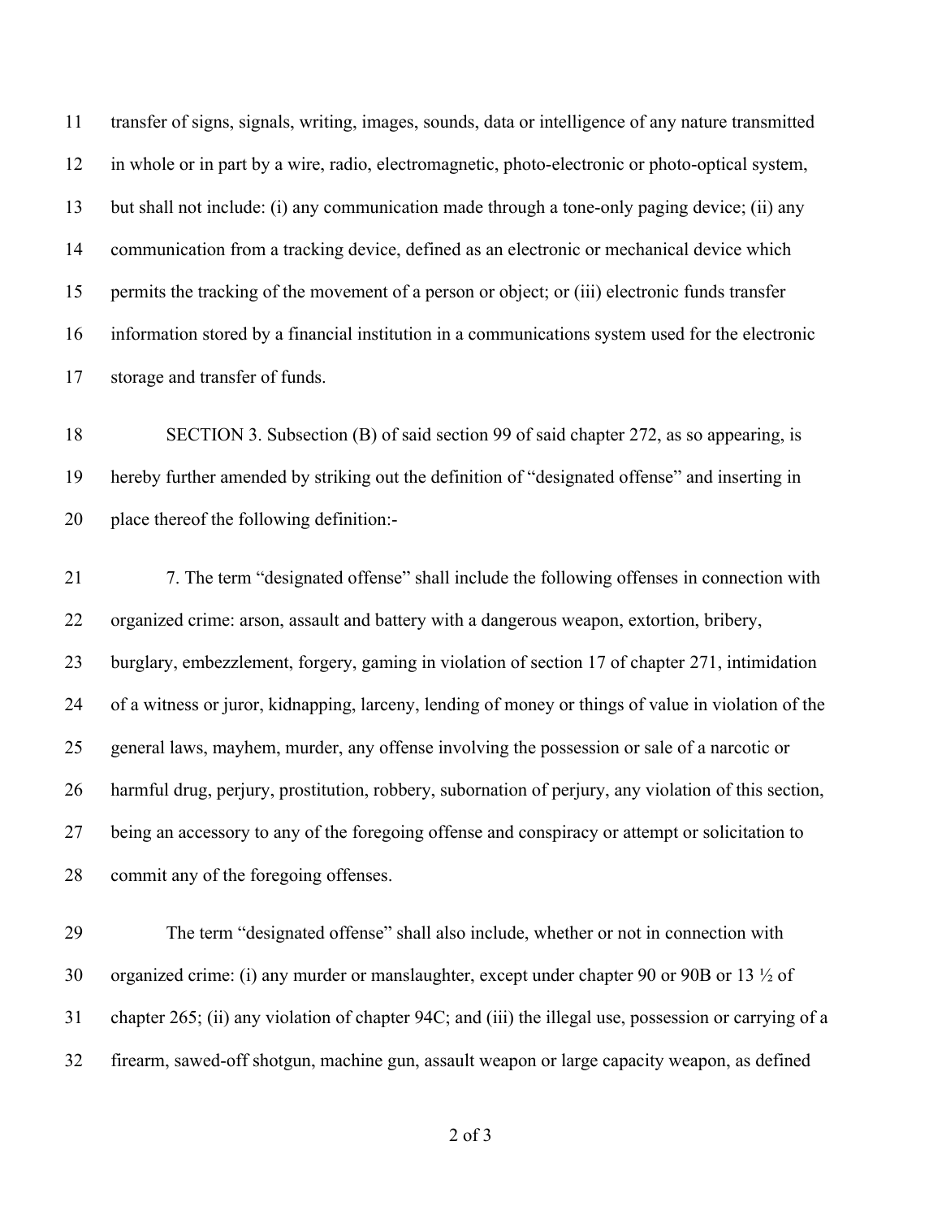transfer of signs, signals, writing, images, sounds, data or intelligence of any nature transmitted in whole or in part by a wire, radio, electromagnetic, photo-electronic or photo-optical system, but shall not include: (i) any communication made through a tone-only paging device; (ii) any communication from a tracking device, defined as an electronic or mechanical device which permits the tracking of the movement of a person or object; or (iii) electronic funds transfer information stored by a financial institution in a communications system used for the electronic storage and transfer of funds.

SECTION 3. Subsection (B) of said section 99 of said chapter 272, as so appearing, is hereby further amended by striking out the definition of "designated offense" and inserting in place thereof the following definition:-

7. The term "designated offense" shall include the following offenses in connection with organized crime: arson, assault and battery with a dangerous weapon, extortion, bribery, burglary, embezzlement, forgery, gaming in violation of section 17 of chapter 271, intimidation of a witness or juror, kidnapping, larceny, lending of money or things of value in violation of the general laws, mayhem, murder, any offense involving the possession or sale of a narcotic or harmful drug, perjury, prostitution, robbery, subornation of perjury, any violation of this section, being an accessory to any of the foregoing offense and conspiracy or attempt or solicitation to commit any of the foregoing offenses.

The term "designated offense" shall also include, whether or not in connection with organized crime: (i) any murder or manslaughter, except under chapter 90 or 90B or 13 ½ of chapter 265; (ii) any violation of chapter 94C; and (iii) the illegal use, possession or carrying of a firearm, sawed-off shotgun, machine gun, assault weapon or large capacity weapon, as defined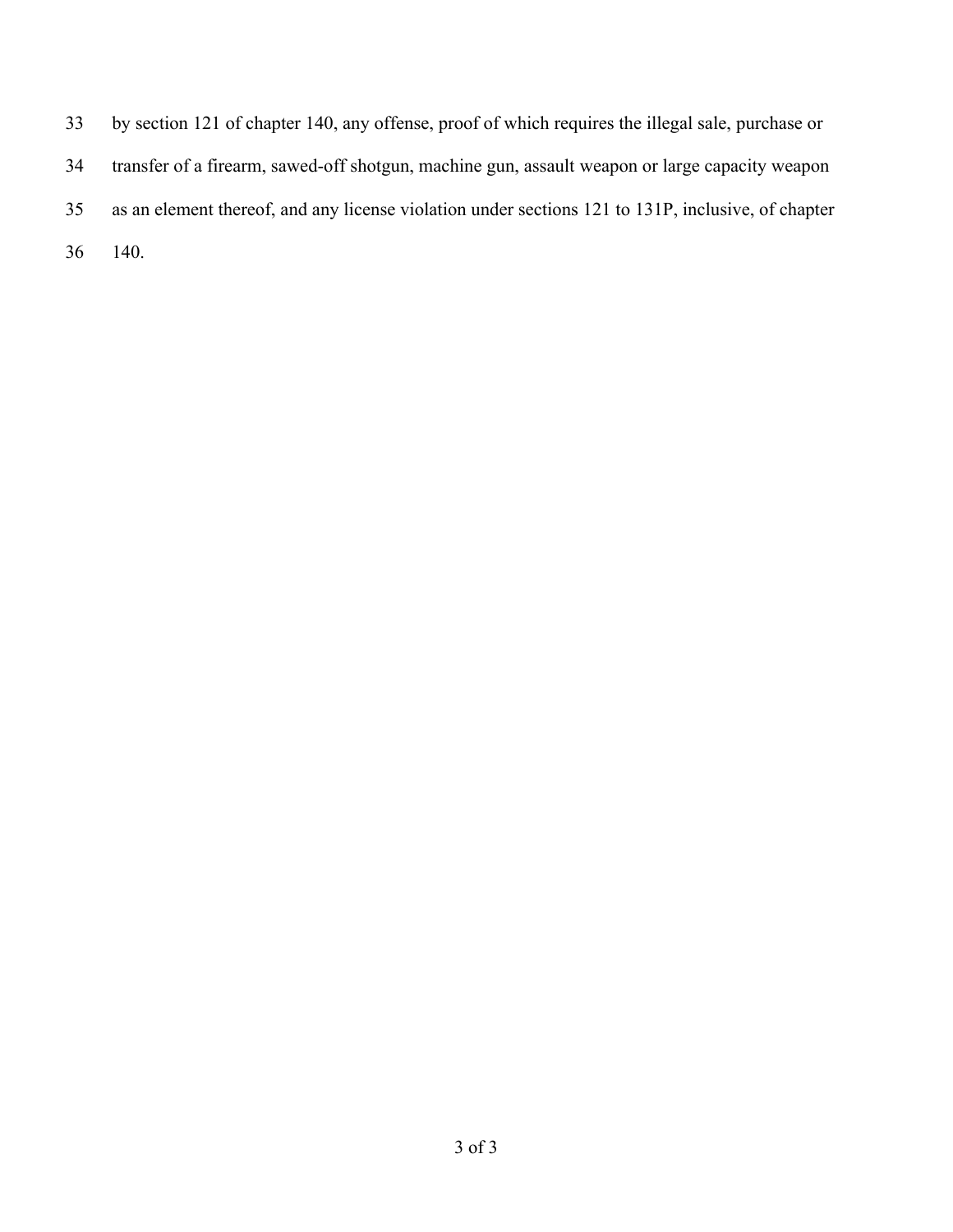by section 121 of chapter 140, any offense, proof of which requires the illegal sale, purchase or transfer of a firearm, sawed-off shotgun, machine gun, assault weapon or large capacity weapon as an element thereof, and any license violation under sections 121 to 131P, inclusive, of chapter 140.